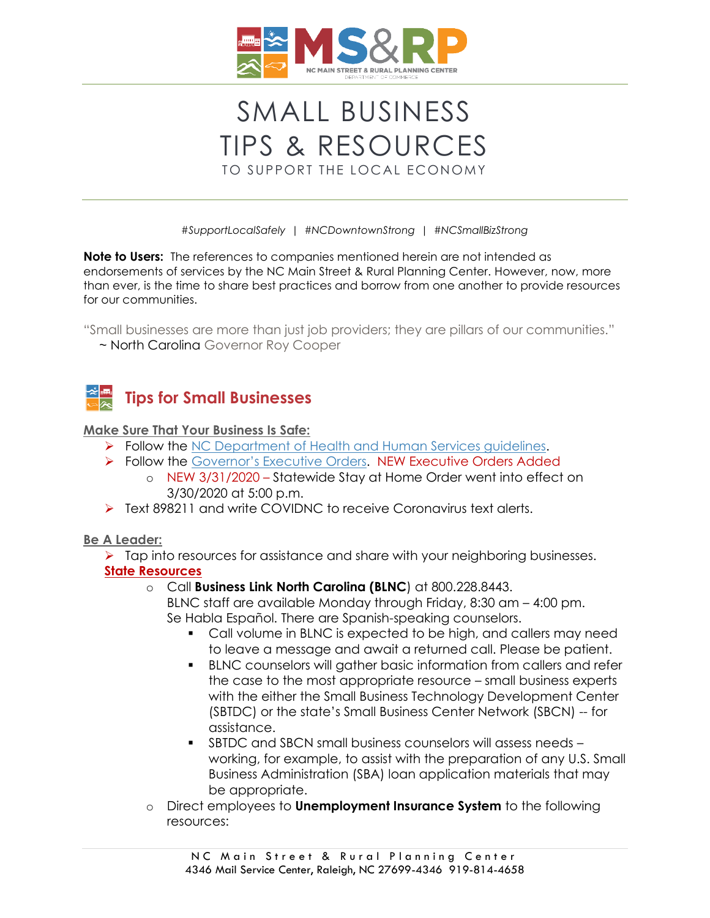# SMALL BUSINESS TIPS & RESOURCES

TO SUPPORT THE LOCAL ECONOMY

*#SupportLocalSafely | #NCDowntownStrong | #NCSmallBizStrong*

**Note to Users:** The references to companies mentioned herein are not intended as endorsements of services by the NC Main Street & Rural Planning Center. However, now, more than ever, is the time to share best practices and borrow from one another to provide resources for our communities.

"Small businesses are more than just job providers; they are pillars of our communities."
~ North Carolina Governor Roy Cooper

## Tips for Small Businesses

**Make Sure That Your Business Is Safe:**

- Follow the NC Department of Health and Human Services guidelines.
- Follow the Governor's Executive Orders. NEW Executive Orders Added
  - NEW 3/31/2020 – Statewide Stay at Home Order went into effect on 3/30/2020 at 5:00 p.m.
- Text 898211 and write COVIDNC to receive Coronavirus text alerts.

**Be A Leader:**

- Tap into resources for assistance and share with your neighboring businesses.

**State Resources**

- Call **Business Link North Carolina (BLNC**) at 800.228.8443.
  BLNC staff are available Monday through Friday, 8:30 am – 4:00 pm.
  Se Habla Español. There are Spanish-speaking counselors.
  - Call volume in BLNC is expected to be high, and callers may need to leave a message and await a returned call. Please be patient.
  - BLNC counselors will gather basic information from callers and refer the case to the most appropriate resource – small business experts with the either the Small Business Technology Development Center (SBTDC) or the state's Small Business Center Network (SBCN) -- for assistance.
  - SBTDC and SBCN small business counselors will assess needs – working, for example, to assist with the preparation of any U.S. Small Business Administration (SBA) loan application materials that may be appropriate.
- Direct employees to **Unemployment Insurance System** to the following resources: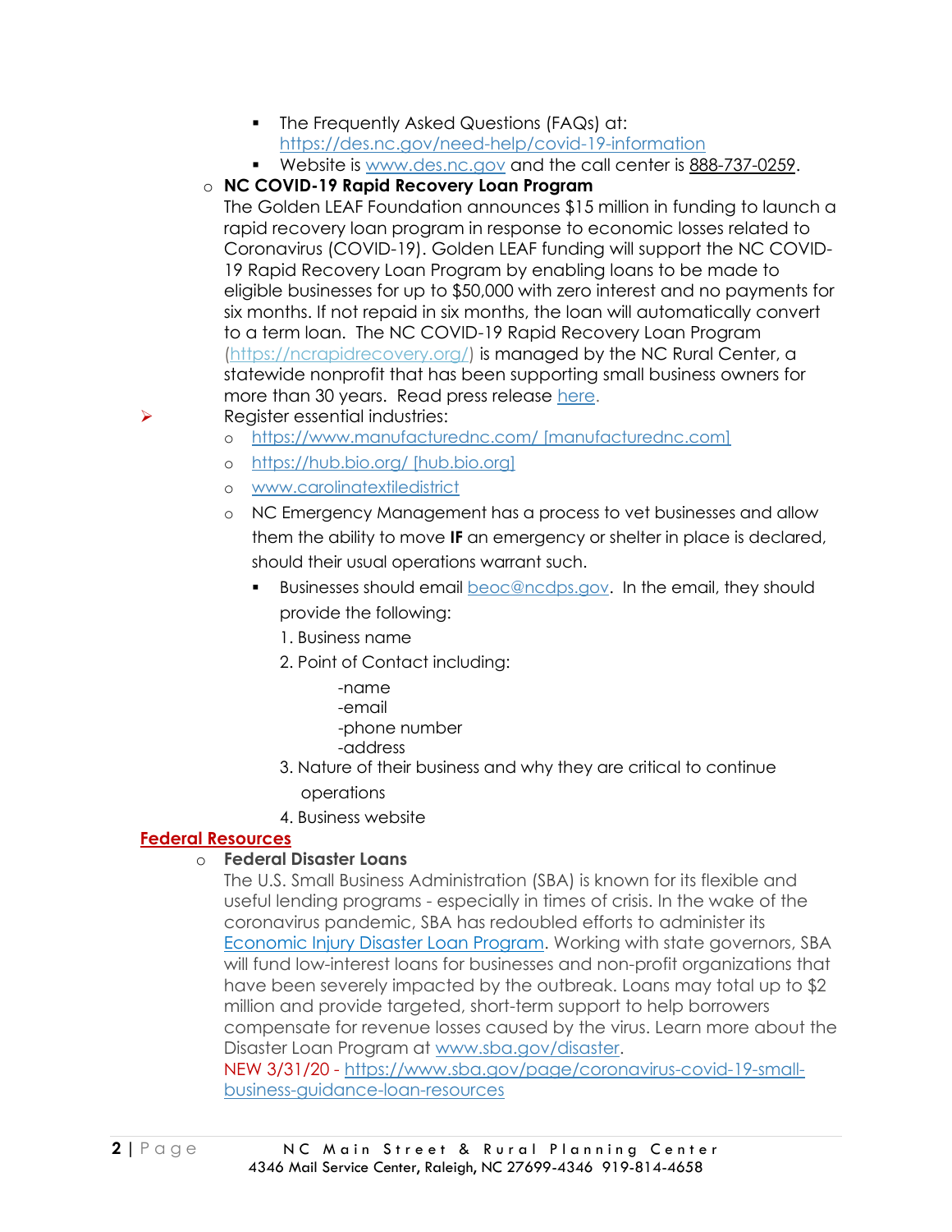- The Frequently Asked Questions (FAQs) at: https://des.nc.gov/need-help/covid-19-information
- Website is www.des.nc.gov and the call center is 888-737-0259.

- **NC COVID-19 Rapid Recovery Loan Program**
  The Golden LEAF Foundation announces $15 million in funding to launch a rapid recovery loan program in response to economic losses related to Coronavirus (COVID-19). Golden LEAF funding will support the NC COVID-19 Rapid Recovery Loan Program by enabling loans to be made to eligible businesses for up to $50,000 with zero interest and no payments for six months. If not repaid in six months, the loan will automatically convert to a term loan. The NC COVID-19 Rapid Recovery Loan Program (https://ncrapidrecovery.org/) is managed by the NC Rural Center, a statewide nonprofit that has been supporting small business owners for more than 30 years. Read press release here.

- Register essential industries:
  - https://www.manufacturednc.com/ [manufacturednc.com]
  - https://hub.bio.org/ [hub.bio.org]
  - www.carolinatextiledistrict
  - NC Emergency Management has a process to vet businesses and allow them the ability to move **IF** an emergency or shelter in place is declared, should their usual operations warrant such.
    - Businesses should email beoc@ncdps.gov. In the email, they should provide the following:
      1. Business name
      2. Point of Contact including:
         - -name
         - -email
         - -phone number
         - -address
      3. Nature of their business and why they are critical to continue operations
      4. Business website

## Federal Resources

- **Federal Disaster Loans**
  The U.S. Small Business Administration (SBA) is known for its flexible and useful lending programs - especially in times of crisis. In the wake of the coronavirus pandemic, SBA has redoubled efforts to administer its Economic Injury Disaster Loan Program. Working with state governors, SBA will fund low-interest loans for businesses and non-profit organizations that have been severely impacted by the outbreak. Loans may total up to $2 million and provide targeted, short-term support to help borrowers compensate for revenue losses caused by the virus. Learn more about the Disaster Loan Program at www.sba.gov/disaster.
  NEW 3/31/20 - https://www.sba.gov/page/coronavirus-covid-19-small-business-guidance-loan-resources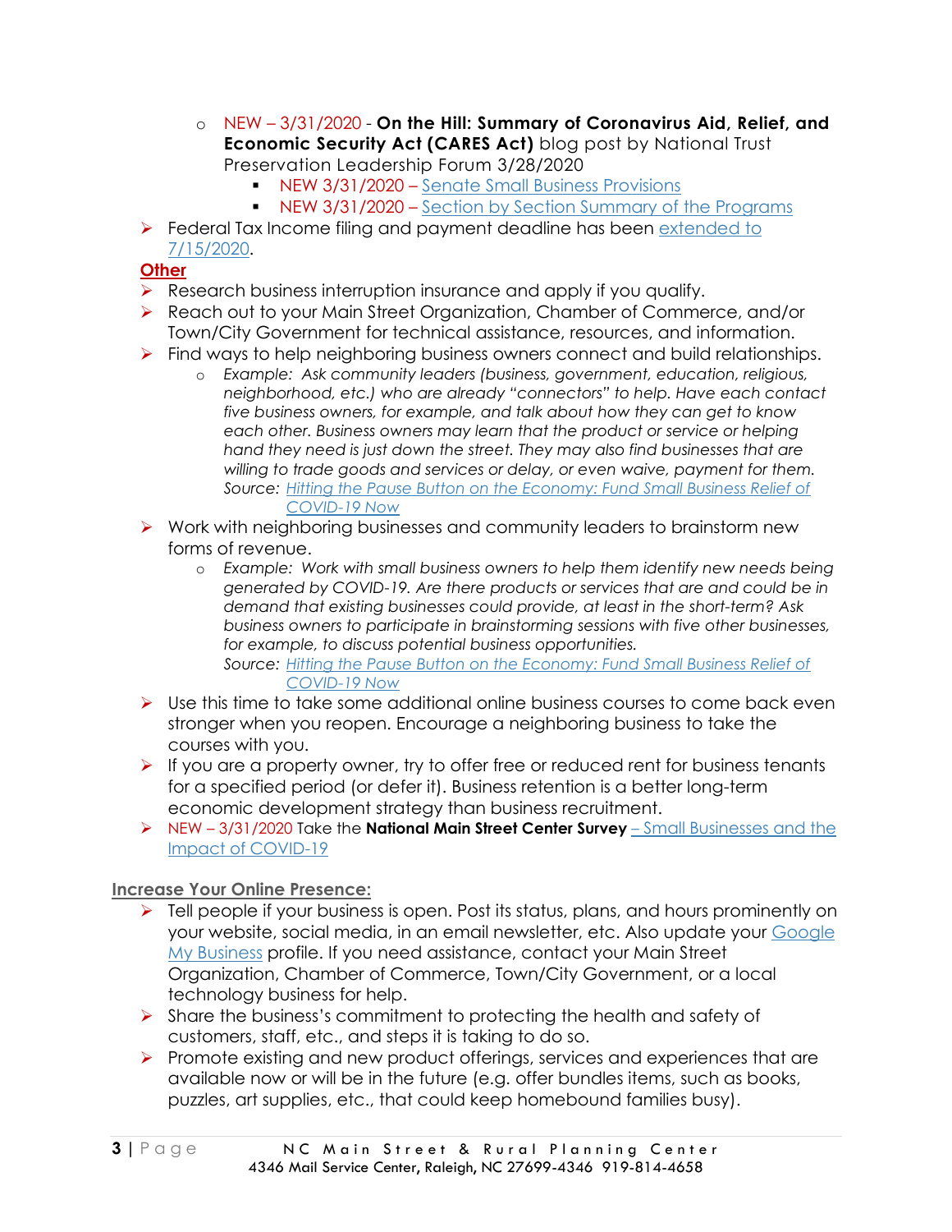- NEW – 3/31/2020 - **On the Hill: Summary of Coronavirus Aid, Relief, and Economic Security Act (CARES Act)** blog post by National Trust Preservation Leadership Forum 3/28/2020
  - NEW 3/31/2020 – Senate Small Business Provisions
  - NEW 3/31/2020 – Section by Section Summary of the Programs

- Federal Tax Income filing and payment deadline has been extended to 7/15/2020.

**Other**

- Research business interruption insurance and apply if you qualify.
- Reach out to your Main Street Organization, Chamber of Commerce, and/or Town/City Government for technical assistance, resources, and information.
- Find ways to help neighboring business owners connect and build relationships.
  - *Example: Ask community leaders (business, government, education, religious, neighborhood, etc.) who are already "connectors" to help. Have each contact five business owners, for example, and talk about how they can get to know each other. Business owners may learn that the product or service or helping hand they need is just down the street. They may also find businesses that are willing to trade goods and services or delay, or even waive, payment for them.*
    *Source: Hitting the Pause Button on the Economy: Fund Small Business Relief of COVID-19 Now*
- Work with neighboring businesses and community leaders to brainstorm new forms of revenue.
  - *Example: Work with small business owners to help them identify new needs being generated by COVID-19. Are there products or services that are and could be in demand that existing businesses could provide, at least in the short-term? Ask business owners to participate in brainstorming sessions with five other businesses, for example, to discuss potential business opportunities.*
    *Source: Hitting the Pause Button on the Economy: Fund Small Business Relief of COVID-19 Now*
- Use this time to take some additional online business courses to come back even stronger when you reopen. Encourage a neighboring business to take the courses with you.
- If you are a property owner, try to offer free or reduced rent for business tenants for a specified period (or defer it). Business retention is a better long-term economic development strategy than business recruitment.
- NEW – 3/31/2020 Take the **National Main Street Center Survey** – Small Businesses and the Impact of COVID-19

**Increase Your Online Presence:**

- Tell people if your business is open. Post its status, plans, and hours prominently on your website, social media, in an email newsletter, etc. Also update your Google My Business profile. If you need assistance, contact your Main Street Organization, Chamber of Commerce, Town/City Government, or a local technology business for help.
- Share the business's commitment to protecting the health and safety of customers, staff, etc., and steps it is taking to do so.
- Promote existing and new product offerings, services and experiences that are available now or will be in the future (e.g. offer bundles items, such as books, puzzles, art supplies, etc., that could keep homebound families busy).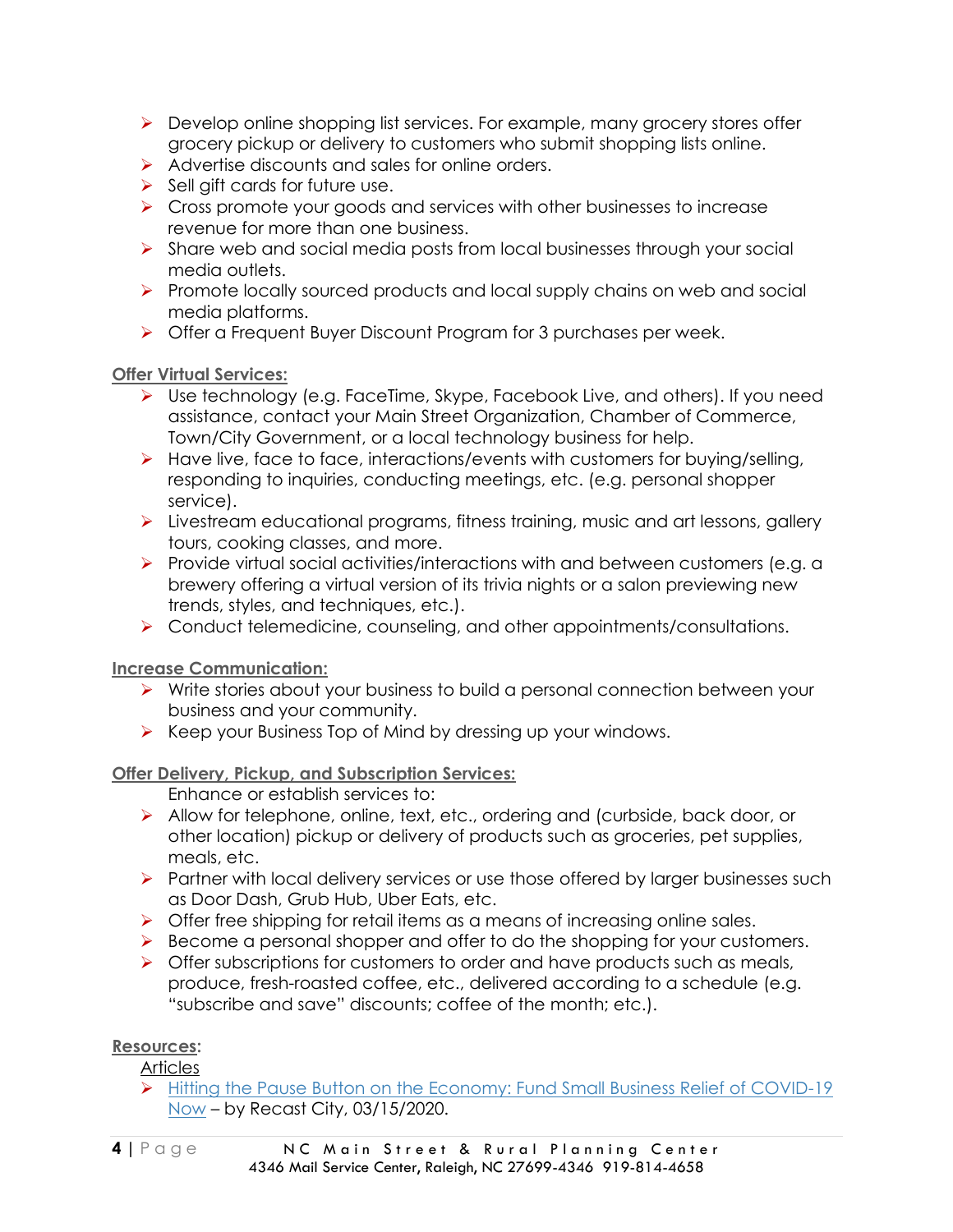- Develop online shopping list services. For example, many grocery stores offer grocery pickup or delivery to customers who submit shopping lists online.
- Advertise discounts and sales for online orders.
- Sell gift cards for future use.
- Cross promote your goods and services with other businesses to increase revenue for more than one business.
- Share web and social media posts from local businesses through your social media outlets.
- Promote locally sourced products and local supply chains on web and social media platforms.
- Offer a Frequent Buyer Discount Program for 3 purchases per week.

<u>**Offer Virtual Services:**</u>

- Use technology (e.g. FaceTime, Skype, Facebook Live, and others). If you need assistance, contact your Main Street Organization, Chamber of Commerce, Town/City Government, or a local technology business for help.
- Have live, face to face, interactions/events with customers for buying/selling, responding to inquiries, conducting meetings, etc. (e.g. personal shopper service).
- Livestream educational programs, fitness training, music and art lessons, gallery tours, cooking classes, and more.
- Provide virtual social activities/interactions with and between customers (e.g. a brewery offering a virtual version of its trivia nights or a salon previewing new trends, styles, and techniques, etc.).
- Conduct telemedicine, counseling, and other appointments/consultations.

<u>**Increase Communication:**</u>

- Write stories about your business to build a personal connection between your business and your community.
- Keep your Business Top of Mind by dressing up your windows.

<u>**Offer Delivery, Pickup, and Subscription Services:**</u>

Enhance or establish services to:

- Allow for telephone, online, text, etc., ordering and (curbside, back door, or other location) pickup or delivery of products such as groceries, pet supplies, meals, etc.
- Partner with local delivery services or use those offered by larger businesses such as Door Dash, Grub Hub, Uber Eats, etc.
- Offer free shipping for retail items as a means of increasing online sales.
- Become a personal shopper and offer to do the shopping for your customers.
- Offer subscriptions for customers to order and have products such as meals, produce, fresh-roasted coffee, etc., delivered according to a schedule (e.g. "subscribe and save" discounts; coffee of the month; etc.).

<u>**Resources:**</u>

<u>Articles</u>

- <u>Hitting the Pause Button on the Economy: Fund Small Business Relief of COVID-19 Now</u> – by Recast City, 03/15/2020.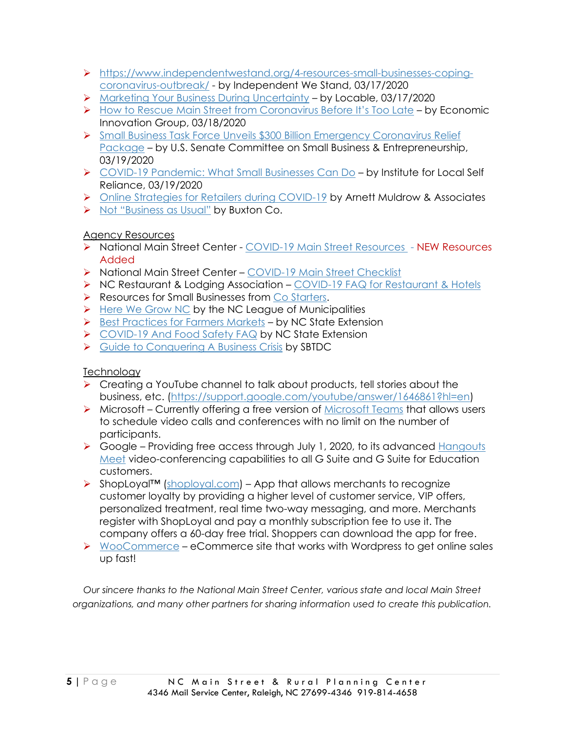- https://www.independentwestand.org/4-resources-small-businesses-coping-coronavirus-outbreak/ - by Independent We Stand, 03/17/2020
- Marketing Your Business During Uncertainty – by Locable, 03/17/2020
- How to Rescue Main Street from Coronavirus Before It's Too Late – by Economic Innovation Group, 03/18/2020
- Small Business Task Force Unveils $300 Billion Emergency Coronavirus Relief Package – by U.S. Senate Committee on Small Business & Entrepreneurship, 03/19/2020
- COVID-19 Pandemic: What Small Businesses Can Do – by Institute for Local Self Reliance, 03/19/2020
- Online Strategies for Retailers during COVID-19 by Arnett Muldrow & Associates
- Not "Business as Usual" by Buxton Co.

Agency Resources

- National Main Street Center - COVID-19 Main Street Resources - NEW Resources Added
- National Main Street Center – COVID-19 Main Street Checklist
- NC Restaurant & Lodging Association – COVID-19 FAQ for Restaurant & Hotels
- Resources for Small Businesses from Co Starters.
- Here We Grow NC by the NC League of Municipalities
- Best Practices for Farmers Markets – by NC State Extension
- COVID-19 And Food Safety FAQ by NC State Extension
- Guide to Conquering A Business Crisis by SBTDC

Technology

- Creating a YouTube channel to talk about products, tell stories about the business, etc. (https://support.google.com/youtube/answer/1646861?hl=en)
- Microsoft – Currently offering a free version of Microsoft Teams that allows users to schedule video calls and conferences with no limit on the number of participants.
- Google – Providing free access through July 1, 2020, to its advanced Hangouts Meet video-conferencing capabilities to all G Suite and G Suite for Education customers.
- ShopLoyal™ (shoployal.com) – App that allows merchants to recognize customer loyalty by providing a higher level of customer service, VIP offers, personalized treatment, real time two-way messaging, and more. Merchants register with ShopLoyal and pay a monthly subscription fee to use it. The company offers a 60-day free trial. Shoppers can download the app for free.
- WooCommerce – eCommerce site that works with Wordpress to get online sales up fast!

*Our sincere thanks to the National Main Street Center, various state and local Main Street organizations, and many other partners for sharing information used to create this publication.*